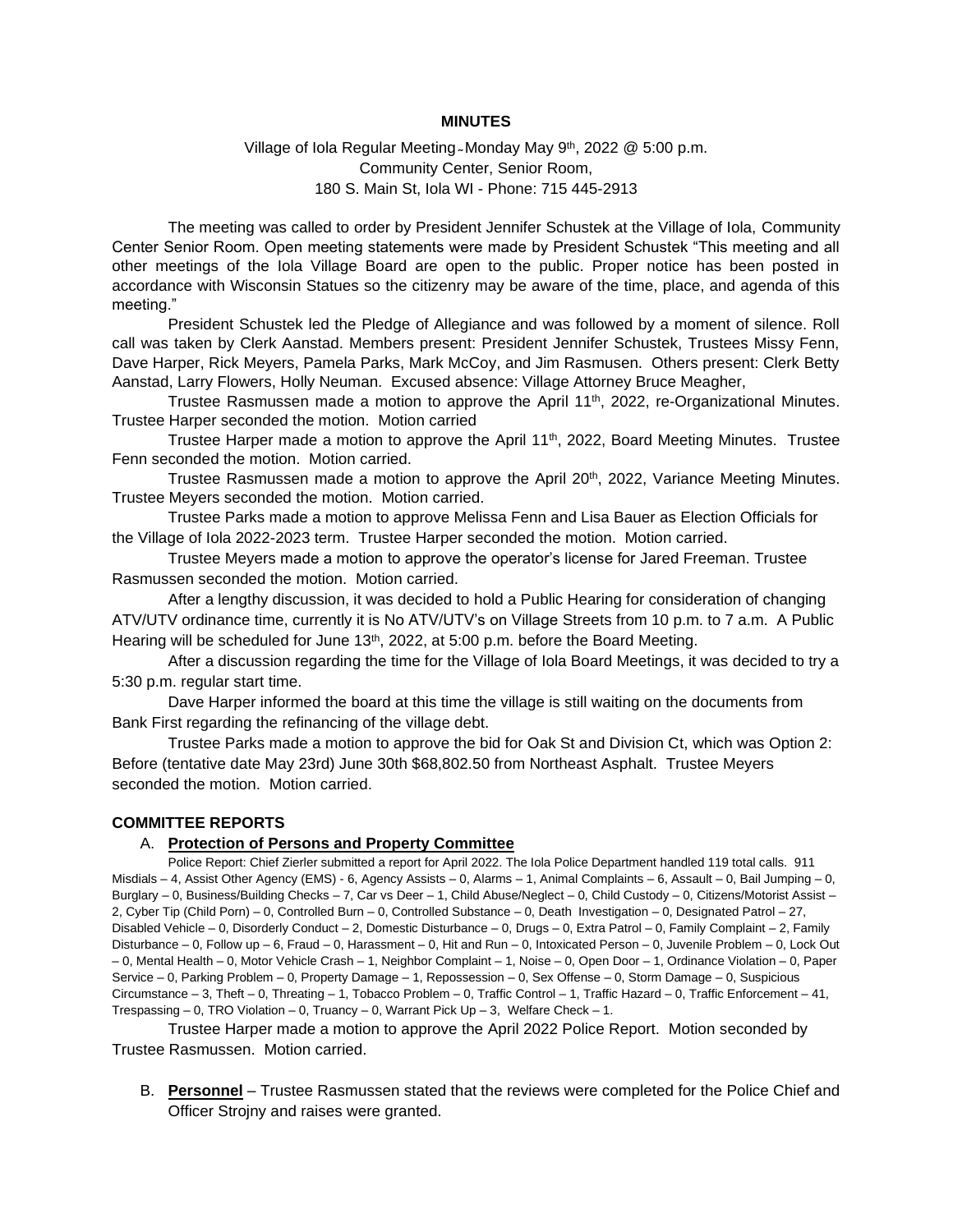**MINUTES**

Village of Iola Regular Meeting - Monday May 9th, 2022 @ 5:00 p.m.
Community Center, Senior Room,
180 S. Main St, Iola WI - Phone: 715 445-2913

The meeting was called to order by President Jennifer Schustek at the Village of Iola, Community Center Senior Room. Open meeting statements were made by President Schustek "This meeting and all other meetings of the Iola Village Board are open to the public. Proper notice has been posted in accordance with Wisconsin Statues so the citizenry may be aware of the time, place, and agenda of this meeting."

President Schustek led the Pledge of Allegiance and was followed by a moment of silence. Roll call was taken by Clerk Aanstad. Members present: President Jennifer Schustek, Trustees Missy Fenn, Dave Harper, Rick Meyers, Pamela Parks, Mark McCoy, and Jim Rasmusen. Others present: Clerk Betty Aanstad, Larry Flowers, Holly Neuman. Excused absence: Village Attorney Bruce Meagher,

Trustee Rasmussen made a motion to approve the April 11th, 2022, re-Organizational Minutes. Trustee Harper seconded the motion. Motion carried

Trustee Harper made a motion to approve the April 11th, 2022, Board Meeting Minutes. Trustee Fenn seconded the motion. Motion carried.

Trustee Rasmussen made a motion to approve the April 20th, 2022, Variance Meeting Minutes. Trustee Meyers seconded the motion. Motion carried.

Trustee Parks made a motion to approve Melissa Fenn and Lisa Bauer as Election Officials for the Village of Iola 2022-2023 term. Trustee Harper seconded the motion. Motion carried.

Trustee Meyers made a motion to approve the operator's license for Jared Freeman. Trustee Rasmussen seconded the motion. Motion carried.

After a lengthy discussion, it was decided to hold a Public Hearing for consideration of changing ATV/UTV ordinance time, currently it is No ATV/UTV's on Village Streets from 10 p.m. to 7 a.m. A Public Hearing will be scheduled for June 13th, 2022, at 5:00 p.m. before the Board Meeting.

After a discussion regarding the time for the Village of Iola Board Meetings, it was decided to try a 5:30 p.m. regular start time.

Dave Harper informed the board at this time the village is still waiting on the documents from Bank First regarding the refinancing of the village debt.

Trustee Parks made a motion to approve the bid for Oak St and Division Ct, which was Option 2: Before (tentative date May 23rd) June 30th $68,802.50 from Northeast Asphalt. Trustee Meyers seconded the motion. Motion carried.

**COMMITTEE REPORTS**

A. **Protection of Persons and Property Committee**

Police Report: Chief Zierler submitted a report for April 2022. The Iola Police Department handled 119 total calls. 911 Misdials – 4, Assist Other Agency (EMS) - 6, Agency Assists – 0, Alarms – 1, Animal Complaints – 6, Assault – 0, Bail Jumping – 0, Burglary – 0, Business/Building Checks – 7, Car vs Deer – 1, Child Abuse/Neglect – 0, Child Custody – 0, Citizens/Motorist Assist – 2, Cyber Tip (Child Porn) – 0, Controlled Burn – 0, Controlled Substance – 0, Death Investigation – 0, Designated Patrol – 27, Disabled Vehicle – 0, Disorderly Conduct – 2, Domestic Disturbance – 0, Drugs – 0, Extra Patrol – 0, Family Complaint – 2, Family Disturbance – 0, Follow up – 6, Fraud – 0, Harassment – 0, Hit and Run – 0, Intoxicated Person – 0, Juvenile Problem – 0, Lock Out – 0, Mental Health – 0, Motor Vehicle Crash – 1, Neighbor Complaint – 1, Noise – 0, Open Door – 1, Ordinance Violation – 0, Paper Service – 0, Parking Problem – 0, Property Damage – 1, Repossession – 0, Sex Offense – 0, Storm Damage – 0, Suspicious Circumstance – 3, Theft – 0, Threating – 1, Tobacco Problem – 0, Traffic Control – 1, Traffic Hazard – 0, Traffic Enforcement – 41, Trespassing – 0, TRO Violation – 0, Truancy – 0, Warrant Pick Up – 3, Welfare Check – 1.

Trustee Harper made a motion to approve the April 2022 Police Report. Motion seconded by Trustee Rasmussen. Motion carried.

B. **Personnel** – Trustee Rasmussen stated that the reviews were completed for the Police Chief and Officer Strojny and raises were granted.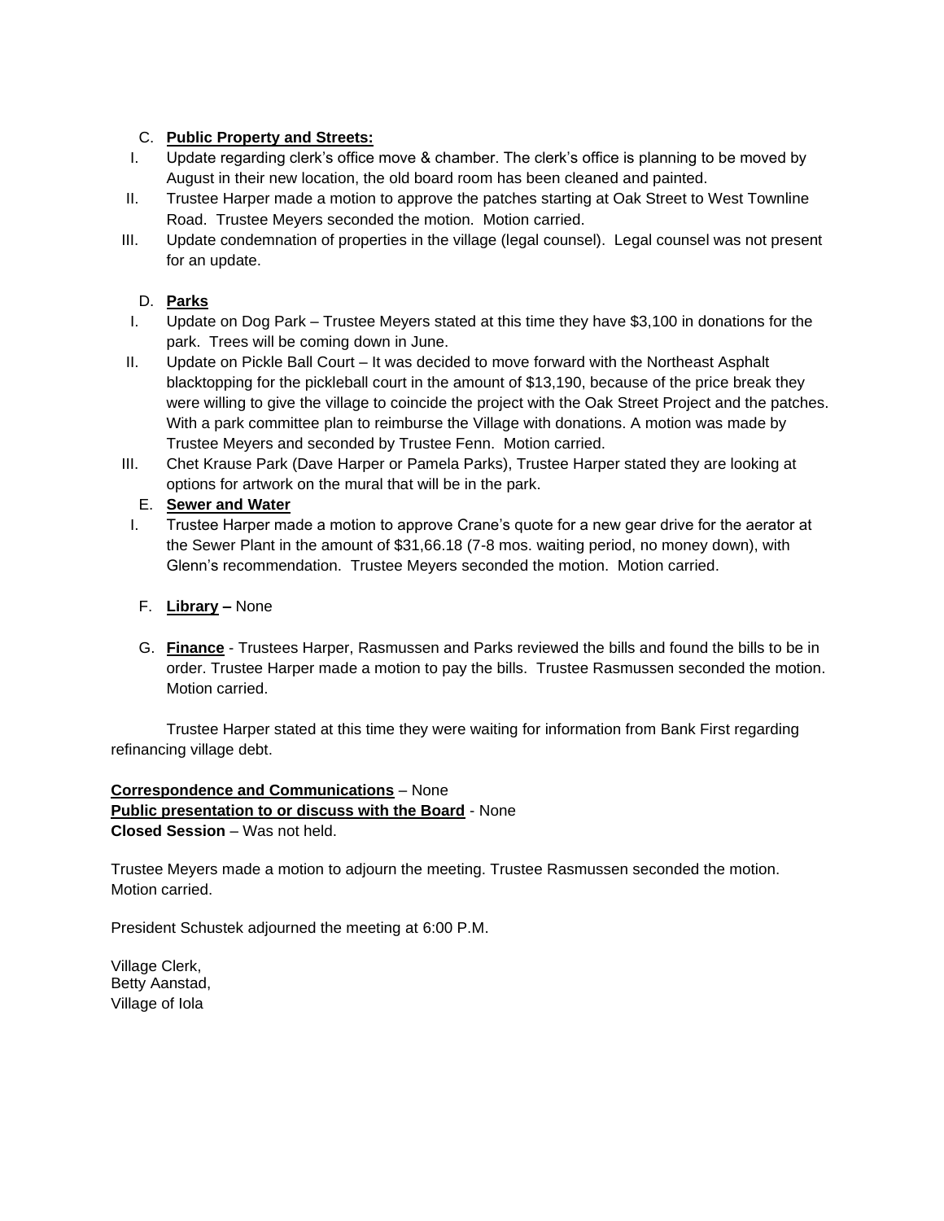C. **Public Property and Streets:**

I. Update regarding clerk's office move & chamber. The clerk's office is planning to be moved by August in their new location, the old board room has been cleaned and painted.

II. Trustee Harper made a motion to approve the patches starting at Oak Street to West Townline Road. Trustee Meyers seconded the motion. Motion carried.

III. Update condemnation of properties in the village (legal counsel). Legal counsel was not present for an update.

D. **Parks**

I. Update on Dog Park – Trustee Meyers stated at this time they have $3,100 in donations for the park. Trees will be coming down in June.

II. Update on Pickle Ball Court – It was decided to move forward with the Northeast Asphalt blacktopping for the pickleball court in the amount of $13,190, because of the price break they were willing to give the village to coincide the project with the Oak Street Project and the patches. With a park committee plan to reimburse the Village with donations. A motion was made by Trustee Meyers and seconded by Trustee Fenn. Motion carried.

III. Chet Krause Park (Dave Harper or Pamela Parks), Trustee Harper stated they are looking at options for artwork on the mural that will be in the park.

E. **Sewer and Water**

I. Trustee Harper made a motion to approve Crane's quote for a new gear drive for the aerator at the Sewer Plant in the amount of $31,66.18 (7-8 mos. waiting period, no money down), with Glenn's recommendation. Trustee Meyers seconded the motion. Motion carried.

F. **Library –** None

G. **Finance** - Trustees Harper, Rasmussen and Parks reviewed the bills and found the bills to be in order. Trustee Harper made a motion to pay the bills. Trustee Rasmussen seconded the motion. Motion carried.

Trustee Harper stated at this time they were waiting for information from Bank First regarding refinancing village debt.

**Correspondence and Communications** – None
**Public presentation to or discuss with the Board** - None
**Closed Session** – Was not held.

Trustee Meyers made a motion to adjourn the meeting. Trustee Rasmussen seconded the motion. Motion carried.

President Schustek adjourned the meeting at 6:00 P.M.

Village Clerk,
Betty Aanstad,
Village of Iola